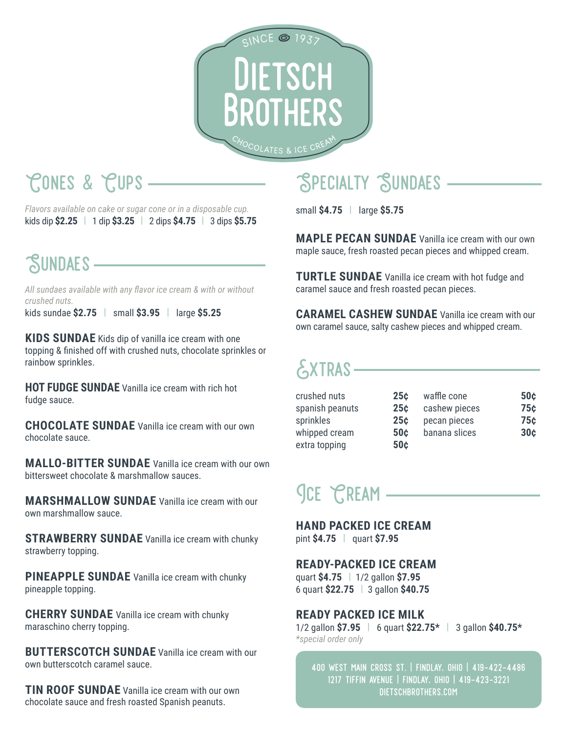SINCE 1937

# Dietsch Brothers

CHOCOLATES & ICE CREAM

## Cones & Cups

*Flavors available on cake or sugar cone or in a disposable cup.*

kids dip **$2.25** | 1 dip **$3.25** | 2 dips **$4.75** | 3 dips **$5.75**

## Sundaes

*All sundaes available with any flavor ice cream & with or without crushed nuts.*

kids sundae **$2.75** | small **$3.95** | large **$5.25**

**KIDS SUNDAE** Kids dip of vanilla ice cream with one topping & finished off with crushed nuts, chocolate sprinkles or rainbow sprinkles.

**HOT FUDGE SUNDAE** Vanilla ice cream with rich hot fudge sauce.

**CHOCOLATE SUNDAE** Vanilla ice cream with our own chocolate sauce.

**MALLO-BITTER SUNDAE** Vanilla ice cream with our own bittersweet chocolate & marshmallow sauces.

**MARSHMALLOW SUNDAE** Vanilla ice cream with our own marshmallow sauce.

**STRAWBERRY SUNDAE** Vanilla ice cream with chunky strawberry topping.

**PINEAPPLE SUNDAE** Vanilla ice cream with chunky pineapple topping.

**CHERRY SUNDAE** Vanilla ice cream with chunky maraschino cherry topping.

**BUTTERSCOTCH SUNDAE** Vanilla ice cream with our own butterscotch caramel sauce.

**TIN ROOF SUNDAE** Vanilla ice cream with our own chocolate sauce and fresh roasted Spanish peanuts.

## Specialty Sundaes

small **$4.75** | large **$5.75**

**MAPLE PECAN SUNDAE** Vanilla ice cream with our own maple sauce, fresh roasted pecan pieces and whipped cream.

**TURTLE SUNDAE** Vanilla ice cream with hot fudge and caramel sauce and fresh roasted pecan pieces.

**CARAMEL CASHEW SUNDAE** Vanilla ice cream with our own caramel sauce, salty cashew pieces and whipped cream.

## Extras

| | | | |
|---|---|---|---|
| crushed nuts | **25¢** | waffle cone | **50¢** |
| spanish peanuts | **25¢** | cashew pieces | **75¢** |
| sprinkles | **25¢** | pecan pieces | **75¢** |
| whipped cream | **50¢** | banana slices | **30¢** |
| extra topping | **50¢** | | |

## Ice Cream

**HAND PACKED ICE CREAM**

pint **$4.75** | quart **$7.95**

**READY-PACKED ICE CREAM**

quart **$4.75** | 1/2 gallon **$7.95**

6 quart **$22.75** | 3 gallon **$40.75**

**READY PACKED ICE MILK**

1/2 gallon **$7.95** | 6 quart **$22.75*** | 3 gallon **$40.75***

*\*special order only*

400 WEST MAIN CROSS ST. | FINDLAY, OHIO | 419-422-4486

1217 TIFFIN AVENUE | FINDLAY, OHIO | 419-423-3221

DIETSCHBROTHERS.COM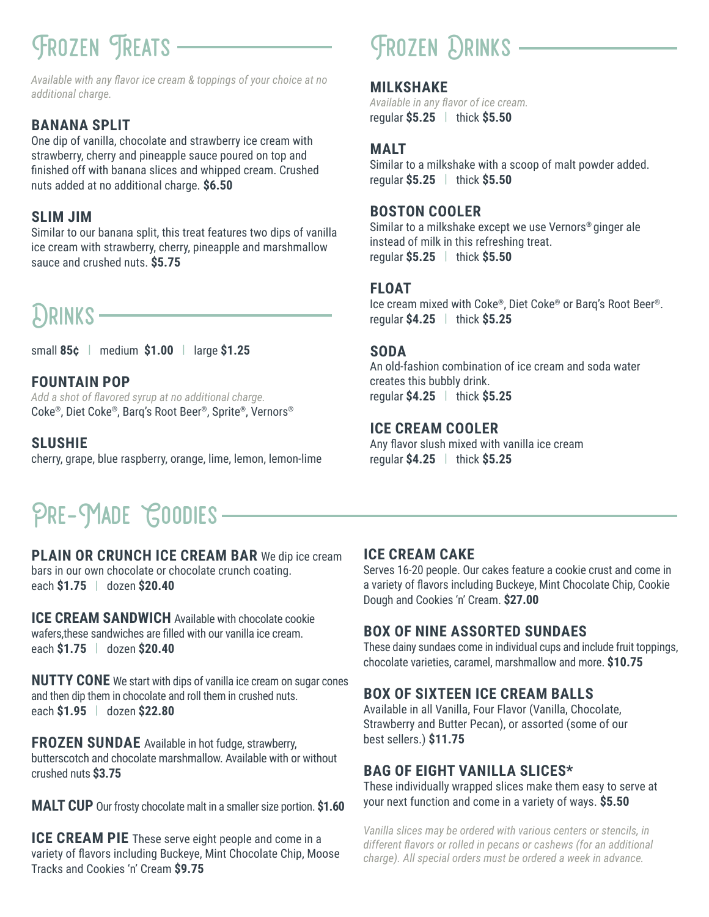## Frozen Treats

*Available with any flavor ice cream & toppings of your choice at no additional charge.*

### BANANA SPLIT

One dip of vanilla, chocolate and strawberry ice cream with strawberry, cherry and pineapple sauce poured on top and finished off with banana slices and whipped cream. Crushed nuts added at no additional charge. **$6.50**

### SLIM JIM

Similar to our banana split, this treat features two dips of vanilla ice cream with strawberry, cherry, pineapple and marshmallow sauce and crushed nuts. **$5.75**

## Drinks

small **85¢** | medium **$1.00** | large **$1.25**

### FOUNTAIN POP

*Add a shot of flavored syrup at no additional charge.*

Coke®, Diet Coke®, Barq's Root Beer®, Sprite®, Vernors®

### SLUSHIE

cherry, grape, blue raspberry, orange, lime, lemon, lemon-lime

## Frozen Drinks

### MILKSHAKE

*Available in any flavor of ice cream.*

regular **$5.25** | thick **$5.50**

### MALT

Similar to a milkshake with a scoop of malt powder added.

regular **$5.25** | thick **$5.50**

### BOSTON COOLER

Similar to a milkshake except we use Vernors® ginger ale instead of milk in this refreshing treat.

regular **$5.25** | thick **$5.50**

### FLOAT

Ice cream mixed with Coke®, Diet Coke® or Barq's Root Beer®.

regular **$4.25** | thick **$5.25**

### SODA

An old-fashion combination of ice cream and soda water creates this bubbly drink.

regular **$4.25** | thick **$5.25**

### ICE CREAM COOLER

Any flavor slush mixed with vanilla ice cream

regular **$4.25** | thick **$5.25**

## Pre-Made Goodies

**PLAIN OR CRUNCH ICE CREAM BAR** We dip ice cream bars in our own chocolate or chocolate crunch coating.
each **$1.75** | dozen **$20.40**

**ICE CREAM SANDWICH** Available with chocolate cookie wafers,these sandwiches are filled with our vanilla ice cream.
each **$1.75** | dozen **$20.40**

**NUTTY CONE** We start with dips of vanilla ice cream on sugar cones and then dip them in chocolate and roll them in crushed nuts.
each **$1.95** | dozen **$22.80**

**FROZEN SUNDAE** Available in hot fudge, strawberry, butterscotch and chocolate marshmallow. Available with or without crushed nuts **$3.75**

**MALT CUP** Our frosty chocolate malt in a smaller size portion. **$1.60**

**ICE CREAM PIE** These serve eight people and come in a variety of flavors including Buckeye, Mint Chocolate Chip, Moose Tracks and Cookies 'n' Cream **$9.75**

### ICE CREAM CAKE

Serves 16-20 people. Our cakes feature a cookie crust and come in a variety of flavors including Buckeye, Mint Chocolate Chip, Cookie Dough and Cookies 'n' Cream. **$27.00**

### BOX OF NINE ASSORTED SUNDAES

These dainy sundaes come in individual cups and include fruit toppings, chocolate varieties, caramel, marshmallow and more. **$10.75**

### BOX OF SIXTEEN ICE CREAM BALLS

Available in all Vanilla, Four Flavor (Vanilla, Chocolate, Strawberry and Butter Pecan), or assorted (some of our best sellers.) **$11.75**

### BAG OF EIGHT VANILLA SLICES*

These individually wrapped slices make them easy to serve at your next function and come in a variety of ways. **$5.50**

*Vanilla slices may be ordered with various centers or stencils, in different flavors or rolled in pecans or cashews (for an additional charge). All special orders must be ordered a week in advance.*